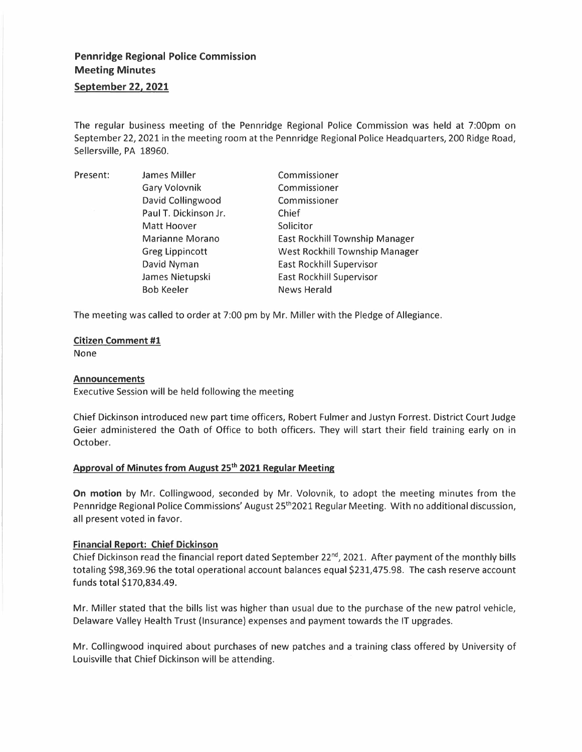**Pennridge Regional Police Commission**
**Meeting Minutes**
**September 22, 2021**

The regular business meeting of the Pennridge Regional Police Commission was held at 7:00pm on September 22, 2021 in the meeting room at the Pennridge Regional Police Headquarters, 200 Ridge Road, Sellersville, PA 18960.

| Present: | James Miller | Commissioner |
|---|---|---|
| | Gary Volovnik | Commissioner |
| | David Collingwood | Commissioner |
| | Paul T. Dickinson Jr. | Chief |
| | Matt Hoover | Solicitor |
| | Marianne Morano | East Rockhill Township Manager |
| | Greg Lippincott | West Rockhill Township Manager |
| | David Nyman | East Rockhill Supervisor |
| | James Nietupski | East Rockhill Supervisor |
| | Bob Keeler | News Herald |

The meeting was called to order at 7:00 pm by Mr. Miller with the Pledge of Allegiance.

**Citizen Comment #1**

None

**Announcements**

Executive Session will be held following the meeting

Chief Dickinson introduced new part time officers, Robert Fulmer and Justyn Forrest. District Court Judge Geier administered the Oath of Office to both officers. They will start their field training early on in October.

**Approval of Minutes from August 25th 2021 Regular Meeting**

**On motion** by Mr. Collingwood, seconded by Mr. Volovnik, to adopt the meeting minutes from the Pennridge Regional Police Commissions' August 25th2021 Regular Meeting. With no additional discussion, all present voted in favor.

**Financial Report: Chief Dickinson**

Chief Dickinson read the financial report dated September 22nd, 2021. After payment of the monthly bills totaling $98,369.96 the total operational account balances equal $231,475.98. The cash reserve account funds total $170,834.49.

Mr. Miller stated that the bills list was higher than usual due to the purchase of the new patrol vehicle, Delaware Valley Health Trust (Insurance) expenses and payment towards the IT upgrades.

Mr. Collingwood inquired about purchases of new patches and a training class offered by University of Louisville that Chief Dickinson will be attending.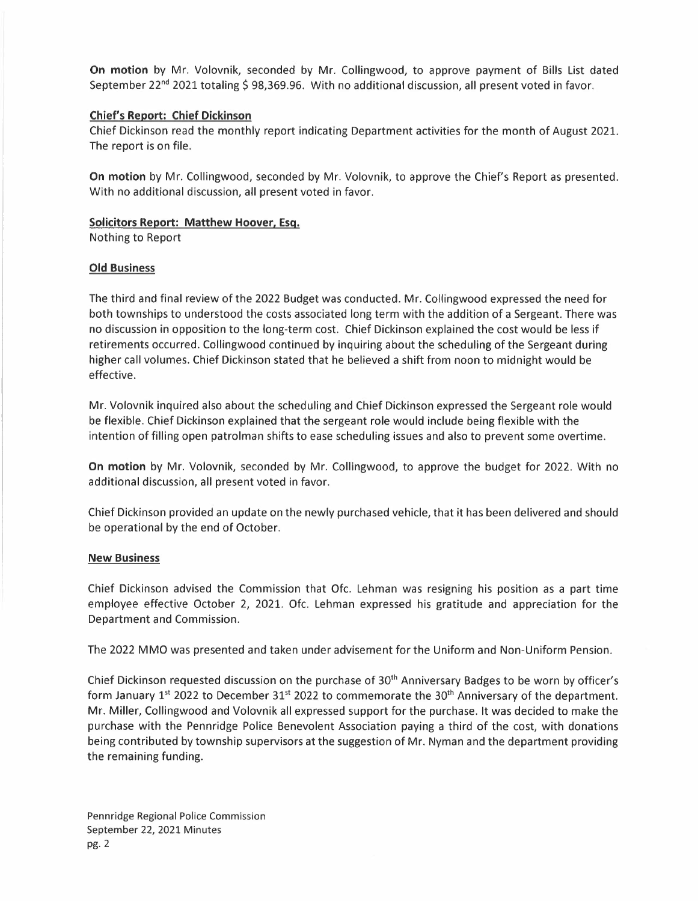**On motion** by Mr. Volovnik, seconded by Mr. Collingwood, to approve payment of Bills List dated September 22nd 2021 totaling $ 98,369.96. With no additional discussion, all present voted in favor.

**Chief's Report: Chief Dickinson**

Chief Dickinson read the monthly report indicating Department activities for the month of August 2021. The report is on file.

**On motion** by Mr. Collingwood, seconded by Mr. Volovnik, to approve the Chief's Report as presented. With no additional discussion, all present voted in favor.

**Solicitors Report: Matthew Hoover, Esq.**

Nothing to Report

**Old Business**

The third and final review of the 2022 Budget was conducted. Mr. Collingwood expressed the need for both townships to understood the costs associated long term with the addition of a Sergeant. There was no discussion in opposition to the long-term cost. Chief Dickinson explained the cost would be less if retirements occurred. Collingwood continued by inquiring about the scheduling of the Sergeant during higher call volumes. Chief Dickinson stated that he believed a shift from noon to midnight would be effective.

Mr. Volovnik inquired also about the scheduling and Chief Dickinson expressed the Sergeant role would be flexible. Chief Dickinson explained that the sergeant role would include being flexible with the intention of filling open patrolman shifts to ease scheduling issues and also to prevent some overtime.

**On motion** by Mr. Volovnik, seconded by Mr. Collingwood, to approve the budget for 2022. With no additional discussion, all present voted in favor.

Chief Dickinson provided an update on the newly purchased vehicle, that it has been delivered and should be operational by the end of October.

**New Business**

Chief Dickinson advised the Commission that Ofc. Lehman was resigning his position as a part time employee effective October 2, 2021. Ofc. Lehman expressed his gratitude and appreciation for the Department and Commission.

The 2022 MMO was presented and taken under advisement for the Uniform and Non-Uniform Pension.

Chief Dickinson requested discussion on the purchase of 30th Anniversary Badges to be worn by officer's form January 1st 2022 to December 31st 2022 to commemorate the 30th Anniversary of the department. Mr. Miller, Collingwood and Volovnik all expressed support for the purchase. It was decided to make the purchase with the Pennridge Police Benevolent Association paying a third of the cost, with donations being contributed by township supervisors at the suggestion of Mr. Nyman and the department providing the remaining funding.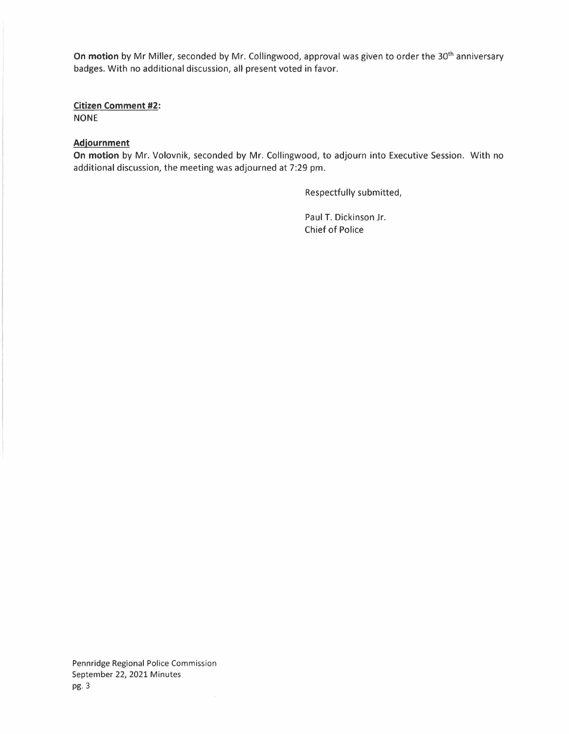**On motion** by Mr Miller, seconded by Mr. Collingwood, approval was given to order the 30th anniversary badges. With no additional discussion, all present voted in favor.

**Citizen Comment #2:**
NONE

**Adjournment**

**On motion** by Mr. Volovnik, seconded by Mr. Collingwood, to adjourn into Executive Session. With no additional discussion, the meeting was adjourned at 7:29 pm.

Respectfully submitted,

Paul T. Dickinson Jr.
Chief of Police